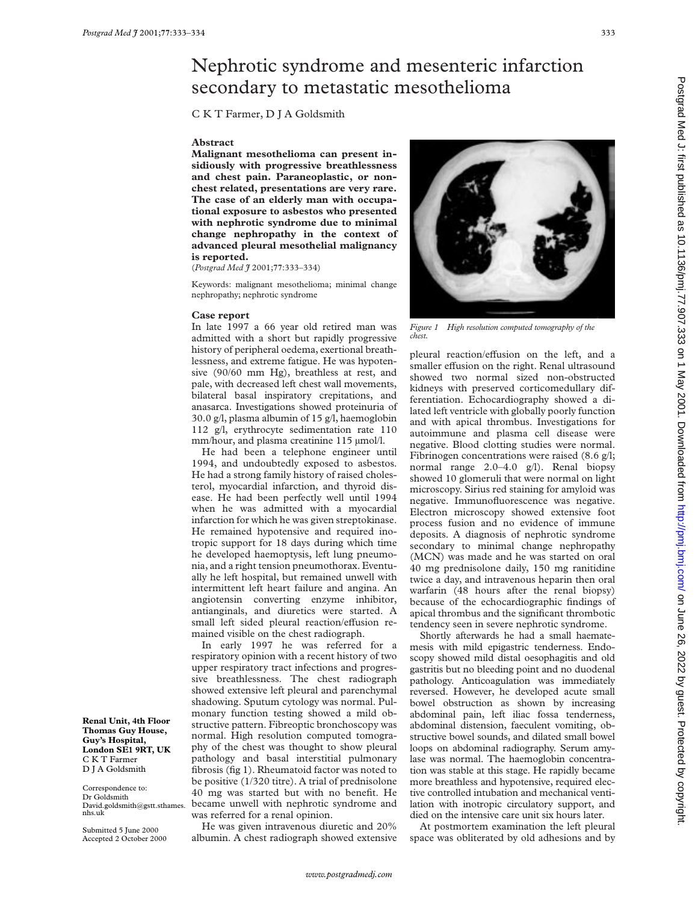# Nephrotic syndrome and mesenteric infarction secondary to metastatic mesothelioma

C K T Farmer, D J A Goldsmith

## Abstract

**Malignant mesothelioma can present insidiously with progressive breathlessness and chest pain. Paraneoplastic, or non-chest related, presentations are very rare. The case of an elderly man with occupational exposure to asbestos who presented with nephrotic syndrome due to minimal change nephropathy in the context of advanced pleural mesothelial malignancy is reported.**

(*Postgrad Med J* 2001;77:333–334)

Keywords: malignant mesothelioma; minimal change nephropathy; nephrotic syndrome

**Renal Unit, 4th Floor Thomas Guy House, Guy's Hospital, London SE1 9RT, UK**
C K T Farmer
D J A Goldsmith

Correspondence to: Dr Goldsmith David.goldsmith@gstt.sthames.nhs.uk

Submitted 5 June 2000
Accepted 2 October 2000

## Case report

In late 1997 a 66 year old retired man was admitted with a short but rapidly progressive history of peripheral oedema, exertional breathlessness, and extreme fatigue. He was hypotensive (90/60 mm Hg), breathless at rest, and pale, with decreased left chest wall movements, bilateral basal inspiratory crepitations, and anasarca. Investigations showed proteinuria of 30.0 g/l, plasma albumin of 15 g/l, haemoglobin 112 g/l, erythrocyte sedimentation rate 110 mm/hour, and plasma creatinine 115 μmol/l.

He had been a telephone engineer until 1994, and undoubtedly exposed to asbestos. He had a strong family history of raised cholesterol, myocardial infarction, and thyroid disease. He had been perfectly well until 1994 when he was admitted with a myocardial infarction for which he was given streptokinase. He remained hypotensive and required inotropic support for 18 days during which time he developed haemoptysis, left lung pneumonia, and a right tension pneumothorax. Eventually he left hospital, but remained unwell with intermittent left heart failure and angina. An angiotensin converting enzyme inhibitor, antianginals, and diuretics were started. A small left sided pleural reaction/effusion remained visible on the chest radiograph.

In early 1997 he was referred for a respiratory opinion with a recent history of two upper respiratory tract infections and progressive breathlessness. The chest radiograph showed extensive left pleural and parenchymal shadowing. Sputum cytology was normal. Pulmonary function testing showed a mild obstructive pattern. Fibreoptic bronchoscopy was normal. High resolution computed tomography of the chest was thought to show pleural pathology and basal interstitial pulmonary fibrosis (fig 1). Rheumatoid factor was noted to be positive (1/320 titre). A trial of prednisolone 40 mg was started but with no benefit. He became unwell with nephrotic syndrome and was referred for a renal opinion.

He was given intravenous diuretic and 20% albumin. A chest radiograph showed extensive pleural reaction/effusion on the left, and a smaller effusion on the right. Renal ultrasound showed two normal sized non-obstructed kidneys with preserved corticomedullary differentiation. Echocardiography showed a dilated left ventricle with globally poorly function and with apical thrombus. Investigations for autoimmune and plasma cell disease were negative. Blood clotting studies were normal. Fibrinogen concentrations were raised (8.6 g/l; normal range 2.0–4.0 g/l). Renal biopsy showed 10 glomeruli that were normal on light microscopy. Sirius red staining for amyloid was negative. Immunofluorescence was negative. Electron microscopy showed extensive foot process fusion and no evidence of immune deposits. A diagnosis of nephrotic syndrome secondary to minimal change nephropathy (MCN) was made and he was started on oral 40 mg prednisolone daily, 150 mg ranitidine twice a day, and intravenous heparin then oral warfarin (48 hours after the renal biopsy) because of the echocardiographic findings of apical thrombus and the significant thrombotic tendency seen in severe nephrotic syndrome.

*Figure 1 High resolution computed tomography of the chest.*

Shortly afterwards he had a small haematemesis with mild epigastric tenderness. Endoscopy showed mild distal oesophagitis and old gastritis but no bleeding point and no duodenal pathology. Anticoagulation was immediately reversed. However, he developed acute small bowel obstruction as shown by increasing abdominal pain, left iliac fossa tenderness, abdominal distension, faeculent vomiting, obstructive bowel sounds, and dilated small bowel loops on abdominal radiography. Serum amylase was normal. The haemoglobin concentration was stable at this stage. He rapidly became more breathless and hypotensive, required elective controlled intubation and mechanical ventilation with inotropic circulatory support, and died on the intensive care unit six hours later.

At postmortem examination the left pleural space was obliterated by old adhesions and by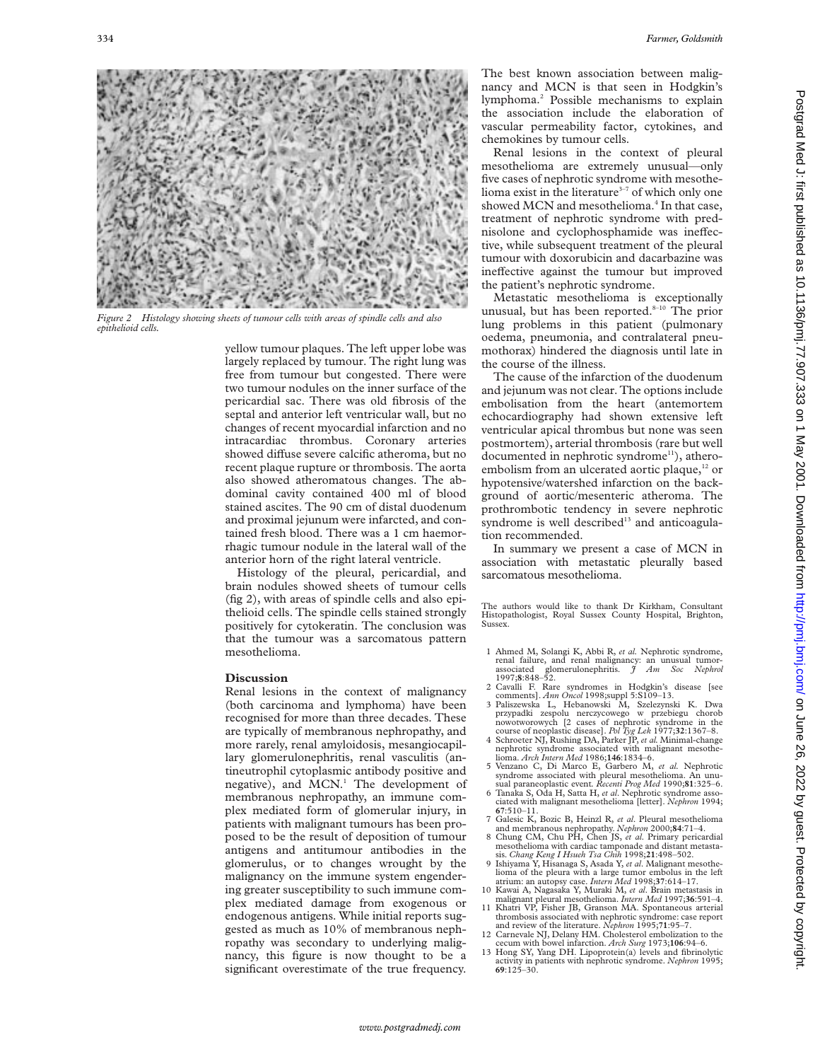Figure 2 Histology showing sheets of tumour cells with areas of spindle cells and also epithelioid cells.

yellow tumour plaques. The left upper lobe was largely replaced by tumour. The right lung was free from tumour but congested. There were two tumour nodules on the inner surface of the pericardial sac. There was old fibrosis of the septal and anterior left ventricular wall, but no changes of recent myocardial infarction and no intracardiac thrombus. Coronary arteries showed diffuse severe calcific atheroma, but no recent plaque rupture or thrombosis. The aorta also showed atheromatous changes. The abdominal cavity contained 400 ml of blood stained ascites. The 90 cm of distal duodenum and proximal jejunum were infarcted, and contained fresh blood. There was a 1 cm haemorrhagic tumour nodule in the lateral wall of the anterior horn of the right lateral ventricle.

Histology of the pleural, pericardial, and brain nodules showed sheets of tumour cells (fig 2), with areas of spindle cells and also epithelioid cells. The spindle cells stained strongly positively for cytokeratin. The conclusion was that the tumour was a sarcomatous pattern mesothelioma.

## Discussion

Renal lesions in the context of malignancy (both carcinoma and lymphoma) have been recognised for more than three decades. These are typically of membranous nephropathy, and more rarely, renal amyloidosis, mesangiocapillary glomerulonephritis, renal vasculitis (antineutrophil cytoplasmic antibody positive and negative), and MCN.[1] The development of membranous nephropathy, an immune complex mediated form of glomerular injury, in patients with malignant tumours has been proposed to be the result of deposition of tumour antigens and antitumour antibodies in the glomerulus, or to changes wrought by the malignancy on the immune system engendering greater susceptibility to such immune complex mediated damage from exogenous or endogenous antigens. While initial reports suggested as much as 10% of membranous nephropathy was secondary to underlying malignancy, this figure is now thought to be a significant overestimate of the true frequency.

The best known association between malignancy and MCN is that seen in Hodgkin's lymphoma.[2] Possible mechanisms to explain the association include the elaboration of vascular permeability factor, cytokines, and chemokines by tumour cells.

Renal lesions in the context of pleural mesothelioma are extremely unusual—only five cases of nephrotic syndrome with mesothelioma exist in the literature[3–7] of which only one showed MCN and mesothelioma.[4] In that case, treatment of nephrotic syndrome with prednisolone and cyclophosphamide was ineffective, while subsequent treatment of the pleural tumour with doxorubicin and dacarbazine was ineffective against the tumour but improved the patient's nephrotic syndrome.

Metastatic mesothelioma is exceptionally unusual, but has been reported.[8–10] The prior lung problems in this patient (pulmonary oedema, pneumonia, and contralateral pneumothorax) hindered the diagnosis until late in the course of the illness.

The cause of the infarction of the duodenum and jejunum was not clear. The options include embolisation from the heart (antemortem echocardiography had shown extensive left ventricular apical thrombus but none was seen postmortem), arterial thrombosis (rare but well documented in nephrotic syndrome[11]), atheroembolism from an ulcerated aortic plaque,[12] or hypotensive/watershed infarction on the background of aortic/mesenteric atheroma. The prothrombotic tendency in severe nephrotic syndrome is well described[13] and anticoagulation recommended.

In summary we present a case of MCN in association with metastatic pleurally based sarcomatous mesothelioma.

The authors would like to thank Dr Kirkham, Consultant Histopathologist, Royal Sussex County Hospital, Brighton, Sussex.

1. Ahmed M, Solangi K, Abbi R, *et al.* Nephrotic syndrome, renal failure, and renal malignancy: an unusual tumor-associated glomerulonephritis. *J Am Soc Nephrol* 1997;**8**:848–52.
2. Cavalli F. Rare syndromes in Hodgkin's disease [see comments]. *Ann Oncol* 1998;suppl 5:S109–13.
3. Paliszewska L, Hebanowski M, Szelezynski K. Dwa przypadki zespolu nerczycowego w przebiegu chorob nowotworowych [2 cases of nephrotic syndrome in the course of neoplastic disease]. *Pol Tyg Lek* 1977;**32**:1367–8.
4. Schroeter NJ, Rushing DA, Parker JP, *et al.* Minimal-change nephrotic syndrome associated with malignant mesothelioma. *Arch Intern Med* 1986;**146**:1834–6.
5. Venzano C, Di Marco E, Garbero M, *et al.* Nephrotic syndrome associated with pleural mesothelioma. An unusual paraneoplastic event. *Recenti Prog Med* 1990;**81**:325–6.
6. Tanaka S, Oda H, Satta H, *et al.* Nephrotic syndrome associated with malignant mesothelioma [letter]. *Nephron* 1994; **67**:510–11.
7. Galesic K, Bozic B, Heinzl R, *et al.* Pleural mesothelioma and membranous nephropathy. *Nephron* 2000;**84**:71–4.
8. Chung CM, Chu PH, Chen JS, *et al.* Primary pericardial mesothelioma with cardiac tamponade and distant metastasis. *Chang Keng I Hsueh Tsa Chih* 1998;**21**:498–502.
9. Ishiyama Y, Hisanaga S, Asada Y, *et al.* Malignant mesothelioma of the pleura with a large tumor embolus in the left atrium: an autopsy case. *Intern Med* 1998;**37**:614–17.
10. Kawai A, Nagasaka Y, Muraki M, *et al.* Brain metastasis in malignant pleural mesothelioma. *Intern Med* 1997;**36**:591–4.
11. Khatri VP, Fisher JB, Granson MA. Spontaneous arterial thrombosis associated with nephrotic syndrome: case report and review of the literature. *Nephron* 1995;**71**:95–7.
12. Carnevale NJ, Delany HM. Cholesterol embolization to the cecum with bowel infarction. *Arch Surg* 1973;**106**:94–6.
13. Hong SY, Yang DH. Lipoprotein(a) levels and fibrinolytic activity in patients with nephrotic syndrome. *Nephron* 1995; **69**:125–30.